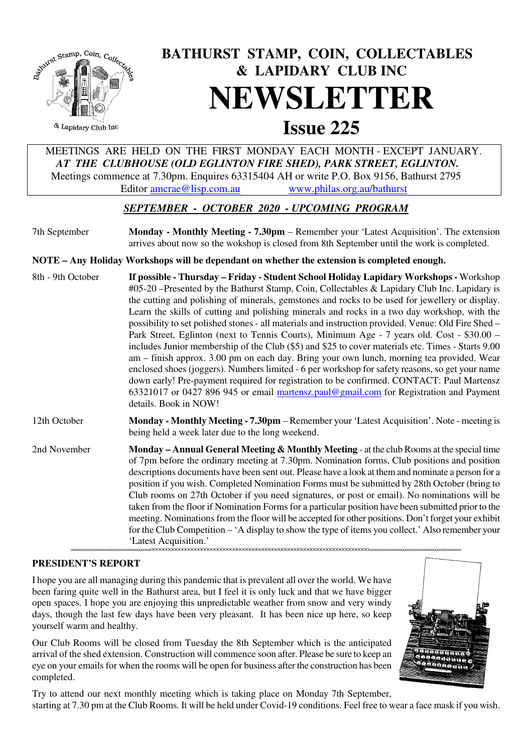# BATHURST STAMP, COIN, COLLECTABLES & LAPIDARY CLUB INC

# NEWSLETTER

## Issue 225

MEETINGS ARE HELD ON THE FIRST MONDAY EACH MONTH - EXCEPT JANUARY.
***AT THE CLUBHOUSE (OLD EGLINTON FIRE SHED), PARK STREET, EGLINTON.***
Meetings commence at 7.30pm. Enquires 63315404 AH or write P.O. Box 9156, Bathurst 2795
Editor amcrae@lisp.com.au www.philas.org.au/bathurst

## *SEPTEMBER - OCTOBER 2020 - UPCOMING PROGRAM*

7th September — **Monday - Monthly Meeting - 7.30pm** – Remember your 'Latest Acquisition'. The extension arrives about now so the wokshop is closed from 8th September until the work is completed.

**NOTE – Any Holiday Workshops will be dependant on whether the extension is completed enough.**

8th - 9th October — **If possible - Thursday – Friday - Student School Holiday Lapidary Workshops -** Workshop #05-20 –Presented by the Bathurst Stamp, Coin, Collectables & Lapidary Club Inc. Lapidary is the cutting and polishing of minerals, gemstones and rocks to be used for jewellery or display. Learn the skills of cutting and polishing minerals and rocks in a two day workshop, with the possibility to set polished stones - all materials and instruction provided. Venue: Old Fire Shed – Park Street, Eglinton (next to Tennis Courts), Minimum Age - 7 years old. Cost - $30.00 – includes Junior membership of the Club ($5) and $25 to cover materials etc. Times - Starts 9.00 am – finish approx. 3.00 pm on each day. Bring your own lunch, morning tea provided. Wear enclosed shoes (joggers). Numbers limited - 6 per workshop for safety reasons, so get your name down early! Pre-payment required for registration to be confirmed. CONTACT: Paul Martensz 63321017 or 0427 896 945 or email martensz.paul@gmail.com for Registration and Payment details. Book in NOW!

12th October — **Monday - Monthly Meeting - 7.30pm** – Remember your 'Latest Acquisition'. Note - meeting is being held a week later due to the long weekend.

2nd November — **Monday – Annual General Meeting & Monthly Meeting** - at the club Rooms at the special time of 7pm before the ordinary meeting at 7.30pm. Nomination forms, Club positions and position descriptions documents have been sent out. Please have a look at them and nominate a person for a position if you wish. Completed Nomination Forms must be submitted by 28th October (bring to Club rooms on 27th October if you need signatures, or post or email). No nominations will be taken from the floor if Nomination Forms for a particular position have been submitted prior to the meeting. Nominations from the floor will be accepted for other positions. Don't forget your exhibit for the Club Competition – 'A display to show the type of items you collect.' Also remember your 'Latest Acquisition.'

### PRESIDENT'S REPORT

I hope you are all managing during this pandemic that is prevalent all over the world. We have been faring quite well in the Bathurst area, but I feel it is only luck and that we have bigger open spaces. I hope you are enjoying this unpredictable weather from snow and very windy days, though the last few days have been very pleasant. It has been nice up here, so keep yourself warm and healthy.

Our Club Rooms will be closed from Tuesday the 8th September which is the anticipated arrival of the shed extension. Construction will commence soon after. Please be sure to keep an eye on your emails for when the rooms will be open for business after the construction has been completed.

Try to attend our next monthly meeting which is taking place on Monday 7th September, starting at 7.30 pm at the Club Rooms. It will be held under Covid-19 conditions. Feel free to wear a face mask if you wish.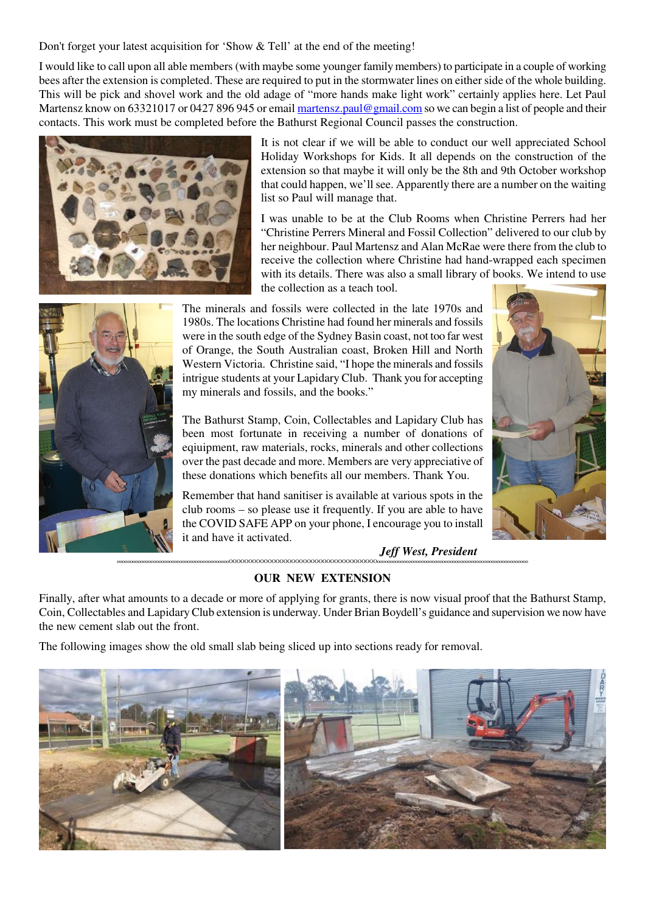Don't forget your latest acquisition for 'Show & Tell' at the end of the meeting!

I would like to call upon all able members (with maybe some younger family members) to participate in a couple of working bees after the extension is completed. These are required to put in the stormwater lines on either side of the whole building. This will be pick and shovel work and the old adage of "more hands make light work" certainly applies here. Let Paul Martensz know on 63321017 or 0427 896 945 or email martensz.paul@gmail.com so we can begin a list of people and their contacts. This work must be completed before the Bathurst Regional Council passes the construction.

It is not clear if we will be able to conduct our well appreciated School Holiday Workshops for Kids. It all depends on the construction of the extension so that maybe it will only be the 8th and 9th October workshop that could happen, we'll see. Apparently there are a number on the waiting list so Paul will manage that.

I was unable to be at the Club Rooms when Christine Perrers had her "Christine Perrers Mineral and Fossil Collection" delivered to our club by her neighbour. Paul Martensz and Alan McRae were there from the club to receive the collection where Christine had hand-wrapped each specimen with its details. There was also a small library of books. We intend to use the collection as a teach tool.

The minerals and fossils were collected in the late 1970s and 1980s. The locations Christine had found her minerals and fossils were in the south edge of the Sydney Basin coast, not too far west of Orange, the South Australian coast, Broken Hill and North Western Victoria. Christine said, "I hope the minerals and fossils intrigue students at your Lapidary Club. Thank you for accepting my minerals and fossils, and the books."

The Bathurst Stamp, Coin, Collectables and Lapidary Club has been most fortunate in receiving a number of donations of eqiuipment, raw materials, rocks, minerals and other collections over the past decade and more. Members are very appreciative of these donations which benefits all our members. Thank You.

Remember that hand sanitiser is available at various spots in the club rooms – so please use it frequently. If you are able to have the COVID SAFE APP on your phone, I encourage you to install it and have it activated.

***Jeff West, President***

## OUR NEW EXTENSION

Finally, after what amounts to a decade or more of applying for grants, there is now visual proof that the Bathurst Stamp, Coin, Collectables and Lapidary Club extension is underway. Under Brian Boydell's guidance and supervision we now have the new cement slab out the front.

The following images show the old small slab being sliced up into sections ready for removal.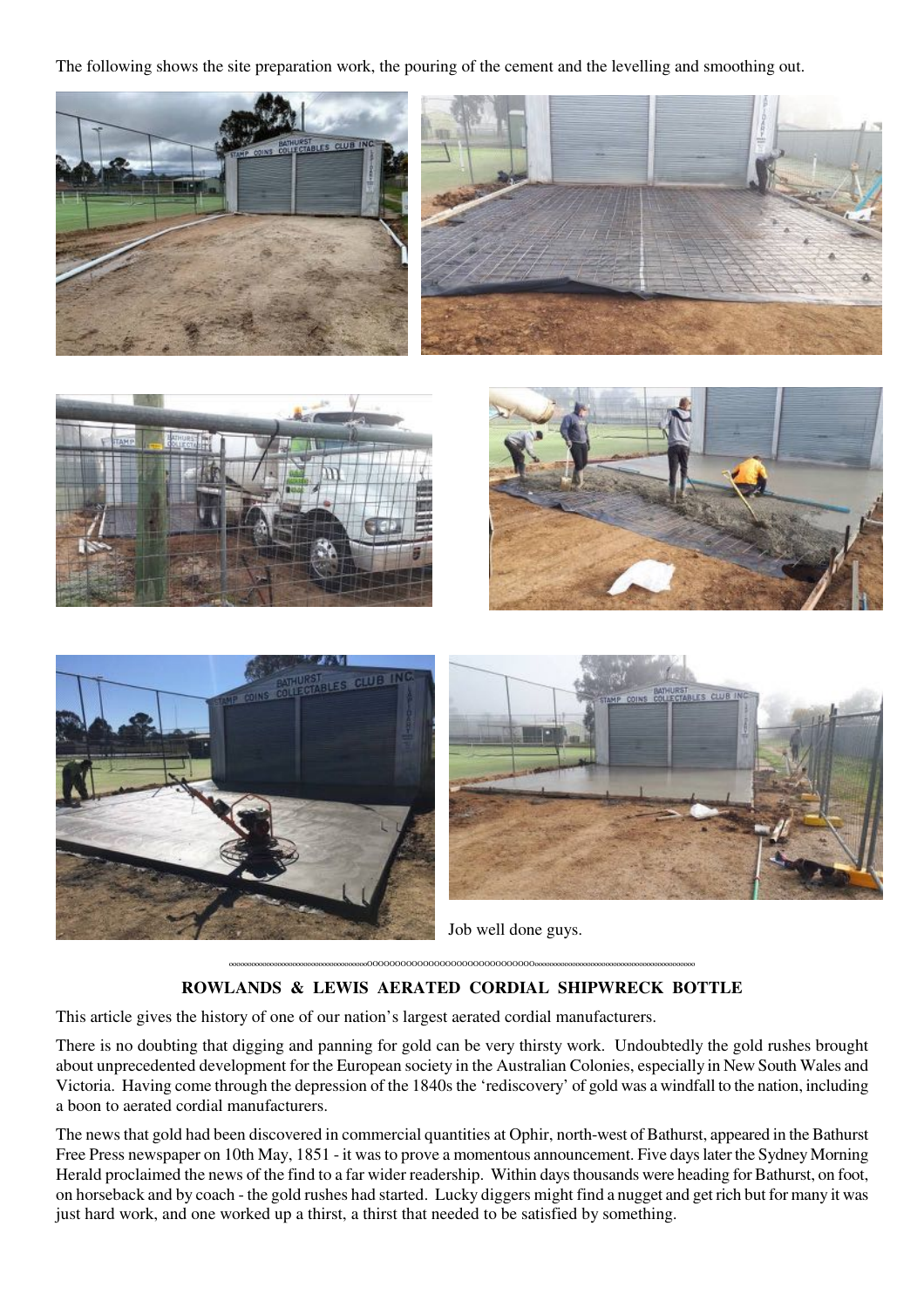The following shows the site preparation work, the pouring of the cement and the levelling and smoothing out.

Job well done guys.

ooooooooooooooooooooooooooooooooooooooooOOOOOOOOOOOOOOOOOOOOOOOOOOOOooooooooooooooooooooooooooooooooooooooo

**ROWLANDS & LEWIS AERATED CORDIAL SHIPWRECK BOTTLE**

This article gives the history of one of our nation's largest aerated cordial manufacturers.

There is no doubting that digging and panning for gold can be very thirsty work. Undoubtedly the gold rushes brought about unprecedented development for the European society in the Australian Colonies, especially in New South Wales and Victoria. Having come through the depression of the 1840s the 'rediscovery' of gold was a windfall to the nation, including a boon to aerated cordial manufacturers.

The news that gold had been discovered in commercial quantities at Ophir, north-west of Bathurst, appeared in the Bathurst Free Press newspaper on 10th May, 1851 - it was to prove a momentous announcement. Five days later the Sydney Morning Herald proclaimed the news of the find to a far wider readership. Within days thousands were heading for Bathurst, on foot, on horseback and by coach - the gold rushes had started. Lucky diggers might find a nugget and get rich but for many it was just hard work, and one worked up a thirst, a thirst that needed to be satisfied by something.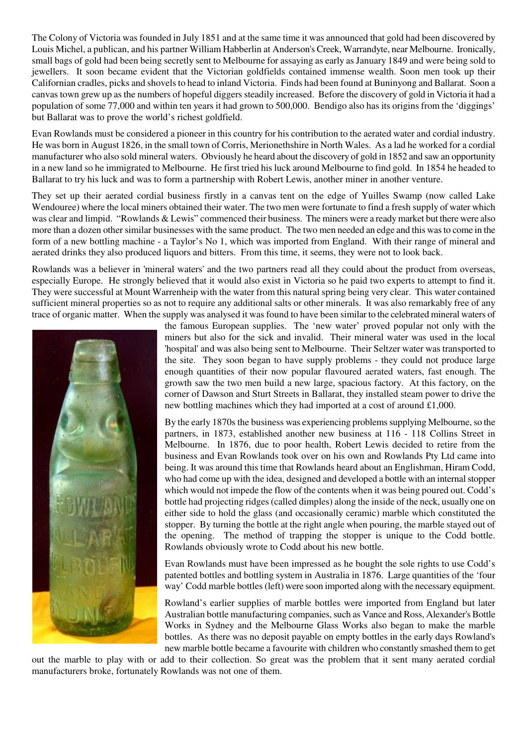The Colony of Victoria was founded in July 1851 and at the same time it was announced that gold had been discovered by Louis Michel, a publican, and his partner William Habberlin at Anderson's Creek, Warrandyte, near Melbourne. Ironically, small bags of gold had been being secretly sent to Melbourne for assaying as early as January 1849 and were being sold to jewellers. It soon became evident that the Victorian goldfields contained immense wealth. Soon men took up their Californian cradles, picks and shovels to head to inland Victoria. Finds had been found at Buninyong and Ballarat. Soon a canvas town grew up as the numbers of hopeful diggers steadily increased. Before the discovery of gold in Victoria it had a population of some 77,000 and within ten years it had grown to 500,000. Bendigo also has its origins from the 'diggings' but Ballarat was to prove the world's richest goldfield.

Evan Rowlands must be considered a pioneer in this country for his contribution to the aerated water and cordial industry. He was born in August 1826, in the small town of Corris, Merionethshire in North Wales. As a lad he worked for a cordial manufacturer who also sold mineral waters. Obviously he heard about the discovery of gold in 1852 and saw an opportunity in a new land so he immigrated to Melbourne. He first tried his luck around Melbourne to find gold. In 1854 he headed to Ballarat to try his luck and was to form a partnership with Robert Lewis, another miner in another venture.

They set up their aerated cordial business firstly in a canvas tent on the edge of Yuilles Swamp (now called Lake Wendouree) where the local miners obtained their water. The two men were fortunate to find a fresh supply of water which was clear and limpid. "Rowlands & Lewis" commenced their business. The miners were a ready market but there were also more than a dozen other similar businesses with the same product. The two men needed an edge and this was to come in the form of a new bottling machine - a Taylor's No 1, which was imported from England. With their range of mineral and aerated drinks they also produced liquors and bitters. From this time, it seems, they were not to look back.

Rowlands was a believer in 'mineral waters' and the two partners read all they could about the product from overseas, especially Europe. He strongly believed that it would also exist in Victoria so he paid two experts to attempt to find it. They were successful at Mount Warrenheip with the water from this natural spring being very clear. This water contained sufficient mineral properties so as not to require any additional salts or other minerals. It was also remarkably free of any trace of organic matter. When the supply was analysed it was found to have been similar to the celebrated mineral waters of the famous European supplies. The 'new water' proved popular not only with the miners but also for the sick and invalid. Their mineral water was used in the local 'hospital' and was also being sent to Melbourne. Their Seltzer water was transported to the site. They soon began to have supply problems - they could not produce large enough quantities of their now popular flavoured aerated waters, fast enough. The growth saw the two men build a new large, spacious factory. At this factory, on the corner of Dawson and Sturt Streets in Ballarat, they installed steam power to drive the new bottling machines which they had imported at a cost of around £1,000.

By the early 1870s the business was experiencing problems supplying Melbourne, so the partners, in 1873, established another new business at 116 - 118 Collins Street in Melbourne. In 1876, due to poor health, Robert Lewis decided to retire from the business and Evan Rowlands took over on his own and Rowlands Pty Ltd came into being. It was around this time that Rowlands heard about an Englishman, Hiram Codd, who had come up with the idea, designed and developed a bottle with an internal stopper which would not impede the flow of the contents when it was being poured out. Codd's bottle had projecting ridges (called dimples) along the inside of the neck, usually one on either side to hold the glass (and occasionally ceramic) marble which constituted the stopper. By turning the bottle at the right angle when pouring, the marble stayed out of the opening. The method of trapping the stopper is unique to the Codd bottle. Rowlands obviously wrote to Codd about his new bottle.

Evan Rowlands must have been impressed as he bought the sole rights to use Codd's patented bottles and bottling system in Australia in 1876. Large quantities of the 'four way' Codd marble bottles (left) were soon imported along with the necessary equipment.

Rowland's earlier supplies of marble bottles were imported from England but later Australian bottle manufacturing companies, such as Vance and Ross, Alexander's Bottle Works in Sydney and the Melbourne Glass Works also began to make the marble bottles. As there was no deposit payable on empty bottles in the early days Rowland's new marble bottle became a favourite with children who constantly smashed them to get out the marble to play with or add to their collection. So great was the problem that it sent many aerated cordial manufacturers broke, fortunately Rowlands was not one of them.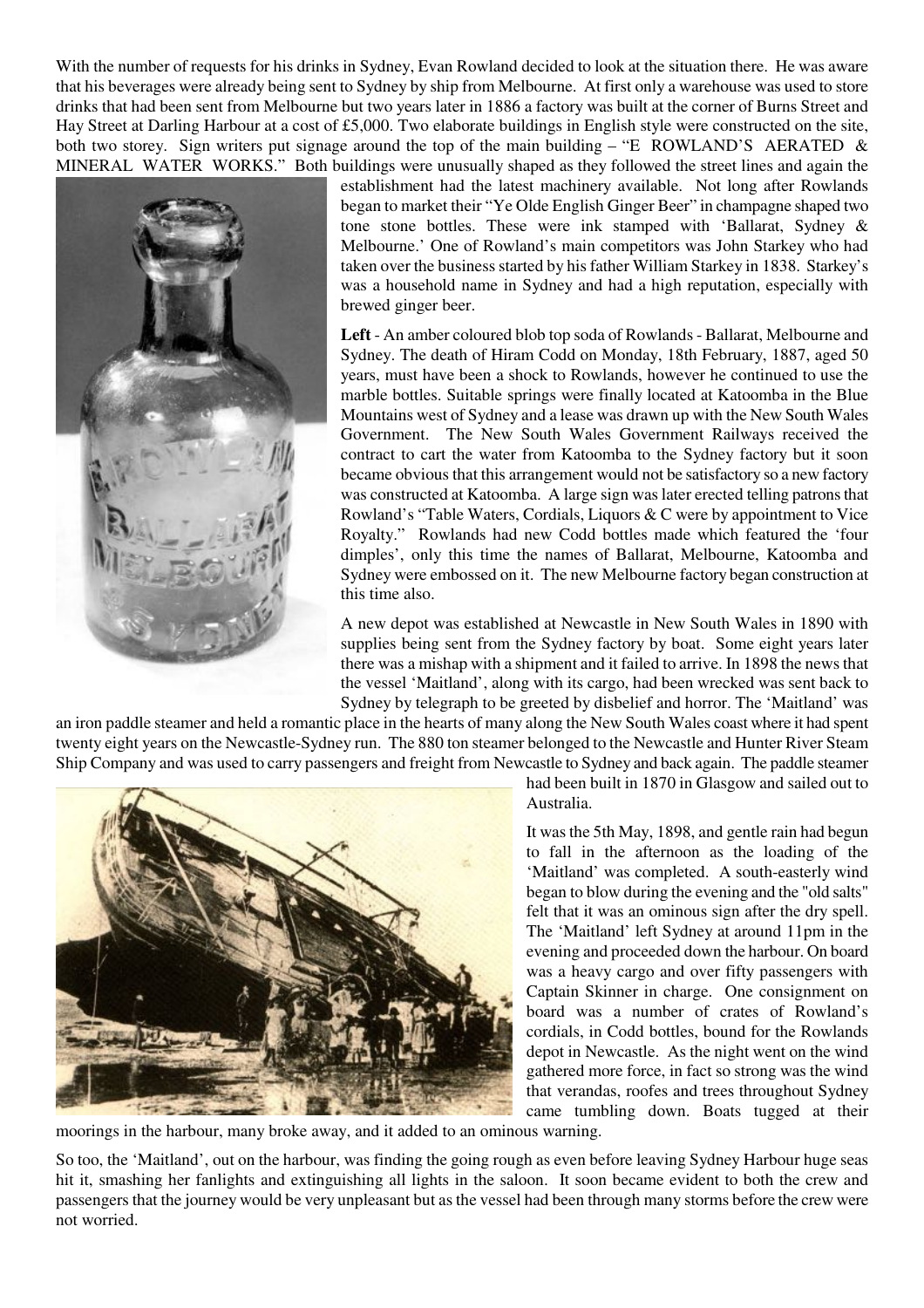With the number of requests for his drinks in Sydney, Evan Rowland decided to look at the situation there. He was aware that his beverages were already being sent to Sydney by ship from Melbourne. At first only a warehouse was used to store drinks that had been sent from Melbourne but two years later in 1886 a factory was built at the corner of Burns Street and Hay Street at Darling Harbour at a cost of £5,000. Two elaborate buildings in English style were constructed on the site, both two storey. Sign writers put signage around the top of the main building – "E ROWLAND'S AERATED & MINERAL WATER WORKS." Both buildings were unusually shaped as they followed the street lines and again the establishment had the latest machinery available. Not long after Rowlands began to market their "Ye Olde English Ginger Beer" in champagne shaped two tone stone bottles. These were ink stamped with 'Ballarat, Sydney & Melbourne.' One of Rowland's main competitors was John Starkey who had taken over the business started by his father William Starkey in 1838. Starkey's was a household name in Sydney and had a high reputation, especially with brewed ginger beer.

**Left** - An amber coloured blob top soda of Rowlands - Ballarat, Melbourne and Sydney. The death of Hiram Codd on Monday, 18th February, 1887, aged 50 years, must have been a shock to Rowlands, however he continued to use the marble bottles. Suitable springs were finally located at Katoomba in the Blue Mountains west of Sydney and a lease was drawn up with the New South Wales Government. The New South Wales Government Railways received the contract to cart the water from Katoomba to the Sydney factory but it soon became obvious that this arrangement would not be satisfactory so a new factory was constructed at Katoomba. A large sign was later erected telling patrons that Rowland's "Table Waters, Cordials, Liquors & C were by appointment to Vice Royalty." Rowlands had new Codd bottles made which featured the 'four dimples', only this time the names of Ballarat, Melbourne, Katoomba and Sydney were embossed on it. The new Melbourne factory began construction at this time also.

A new depot was established at Newcastle in New South Wales in 1890 with supplies being sent from the Sydney factory by boat. Some eight years later there was a mishap with a shipment and it failed to arrive. In 1898 the news that the vessel 'Maitland', along with its cargo, had been wrecked was sent back to Sydney by telegraph to be greeted by disbelief and horror. The 'Maitland' was an iron paddle steamer and held a romantic place in the hearts of many along the New South Wales coast where it had spent twenty eight years on the Newcastle-Sydney run. The 880 ton steamer belonged to the Newcastle and Hunter River Steam Ship Company and was used to carry passengers and freight from Newcastle to Sydney and back again. The paddle steamer had been built in 1870 in Glasgow and sailed out to Australia.

It was the 5th May, 1898, and gentle rain had begun to fall in the afternoon as the loading of the 'Maitland' was completed. A south-easterly wind began to blow during the evening and the "old salts" felt that it was an ominous sign after the dry spell. The 'Maitland' left Sydney at around 11pm in the evening and proceeded down the harbour. On board was a heavy cargo and over fifty passengers with Captain Skinner in charge. One consignment on board was a number of crates of Rowland's cordials, in Codd bottles, bound for the Rowlands depot in Newcastle. As the night went on the wind gathered more force, in fact so strong was the wind that verandas, roofes and trees throughout Sydney came tumbling down. Boats tugged at their moorings in the harbour, many broke away, and it added to an ominous warning.

So too, the 'Maitland', out on the harbour, was finding the going rough as even before leaving Sydney Harbour huge seas hit it, smashing her fanlights and extinguishing all lights in the saloon. It soon became evident to both the crew and passengers that the journey would be very unpleasant but as the vessel had been through many storms before the crew were not worried.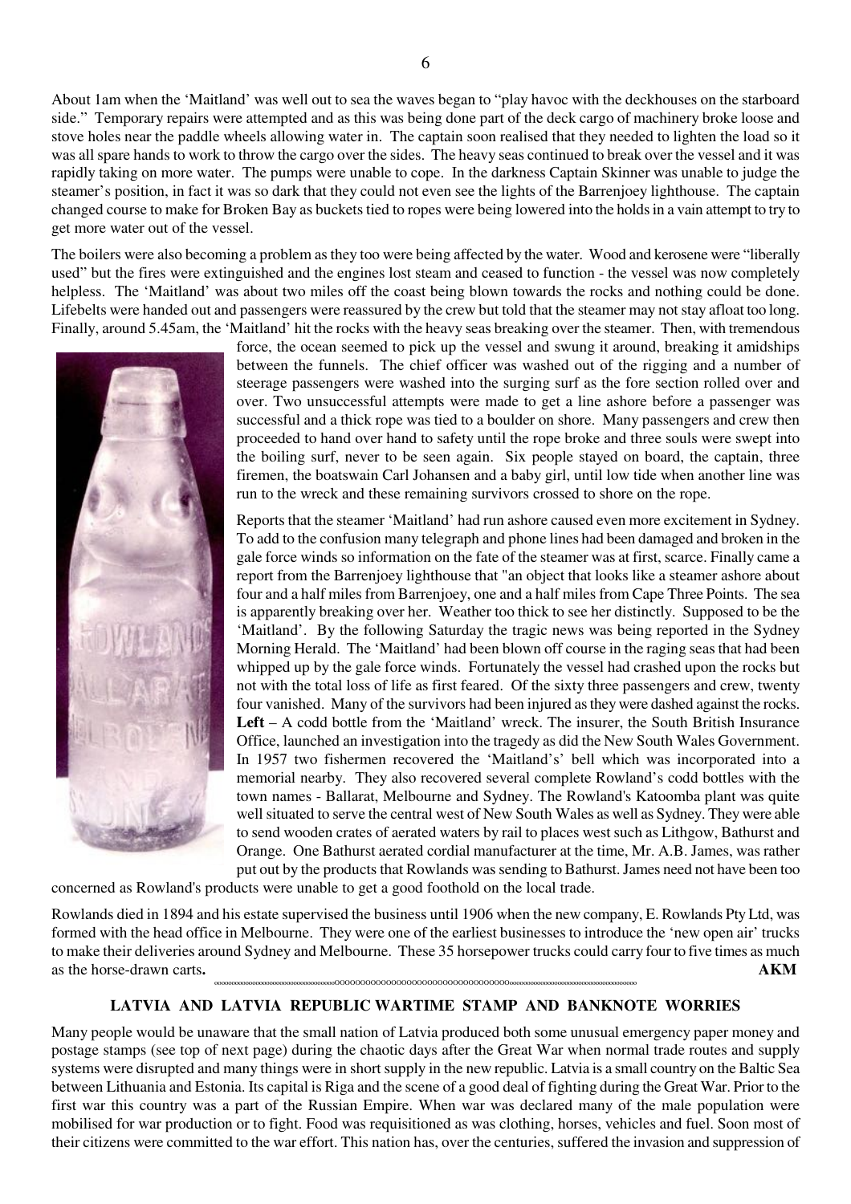About 1am when the 'Maitland' was well out to sea the waves began to "play havoc with the deckhouses on the starboard side." Temporary repairs were attempted and as this was being done part of the deck cargo of machinery broke loose and stove holes near the paddle wheels allowing water in. The captain soon realised that they needed to lighten the load so it was all spare hands to work to throw the cargo over the sides. The heavy seas continued to break over the vessel and it was rapidly taking on more water. The pumps were unable to cope. In the darkness Captain Skinner was unable to judge the steamer's position, in fact it was so dark that they could not even see the lights of the Barrenjoey lighthouse. The captain changed course to make for Broken Bay as buckets tied to ropes were being lowered into the holds in a vain attempt to try to get more water out of the vessel.

The boilers were also becoming a problem as they too were being affected by the water. Wood and kerosene were "liberally used" but the fires were extinguished and the engines lost steam and ceased to function - the vessel was now completely helpless. The 'Maitland' was about two miles off the coast being blown towards the rocks and nothing could be done. Lifebelts were handed out and passengers were reassured by the crew but told that the steamer may not stay afloat too long. Finally, around 5.45am, the 'Maitland' hit the rocks with the heavy seas breaking over the steamer. Then, with tremendous force, the ocean seemed to pick up the vessel and swung it around, breaking it amidships between the funnels. The chief officer was washed out of the rigging and a number of steerage passengers were washed into the surging surf as the fore section rolled over and over. Two unsuccessful attempts were made to get a line ashore before a passenger was successful and a thick rope was tied to a boulder on shore. Many passengers and crew then proceeded to hand over hand to safety until the rope broke and three souls were swept into the boiling surf, never to be seen again. Six people stayed on board, the captain, three firemen, the boatswain Carl Johansen and a baby girl, until low tide when another line was run to the wreck and these remaining survivors crossed to shore on the rope.

Reports that the steamer 'Maitland' had run ashore caused even more excitement in Sydney. To add to the confusion many telegraph and phone lines had been damaged and broken in the gale force winds so information on the fate of the steamer was at first, scarce. Finally came a report from the Barrenjoey lighthouse that "an object that looks like a steamer ashore about four and a half miles from Barrenjoey, one and a half miles from Cape Three Points. The sea is apparently breaking over her. Weather too thick to see her distinctly. Supposed to be the 'Maitland'. By the following Saturday the tragic news was being reported in the Sydney Morning Herald. The 'Maitland' had been blown off course in the raging seas that had been whipped up by the gale force winds. Fortunately the vessel had crashed upon the rocks but not with the total loss of life as first feared. Of the sixty three passengers and crew, twenty four vanished. Many of the survivors had been injured as they were dashed against the rocks.

**Left** – A codd bottle from the 'Maitland' wreck.

The insurer, the South British Insurance Office, launched an investigation into the tragedy as did the New South Wales Government. In 1957 two fishermen recovered the 'Maitland's' bell which was incorporated into a memorial nearby. They also recovered several complete Rowland's codd bottles with the town names - Ballarat, Melbourne and Sydney. The Rowland's Katoomba plant was quite well situated to serve the central west of New South Wales as well as Sydney. They were able to send wooden crates of aerated waters by rail to places west such as Lithgow, Bathurst and Orange. One Bathurst aerated cordial manufacturer at the time, Mr. A.B. James, was rather put out by the products that Rowlands was sending to Bathurst. James need not have been too concerned as Rowland's products were unable to get a good foothold on the local trade.

Rowlands died in 1894 and his estate supervised the business until 1906 when the new company, E. Rowlands Pty Ltd, was formed with the head office in Melbourne. They were one of the earliest businesses to introduce the 'new open air' trucks to make their deliveries around Sydney and Melbourne. These 35 horsepower trucks could carry four to five times as much as the horse-drawn carts. **AKM**

## LATVIA AND LATVIA REPUBLIC WARTIME STAMP AND BANKNOTE WORRIES

Many people would be unaware that the small nation of Latvia produced both some unusual emergency paper money and postage stamps (see top of next page) during the chaotic days after the Great War when normal trade routes and supply systems were disrupted and many things were in short supply in the new republic. Latvia is a small country on the Baltic Sea between Lithuania and Estonia. Its capital is Riga and the scene of a good deal of fighting during the Great War. Prior to the first war this country was a part of the Russian Empire. When war was declared many of the male population were mobilised for war production or to fight. Food was requisitioned as was clothing, horses, vehicles and fuel. Soon most of their citizens were committed to the war effort. This nation has, over the centuries, suffered the invasion and suppression of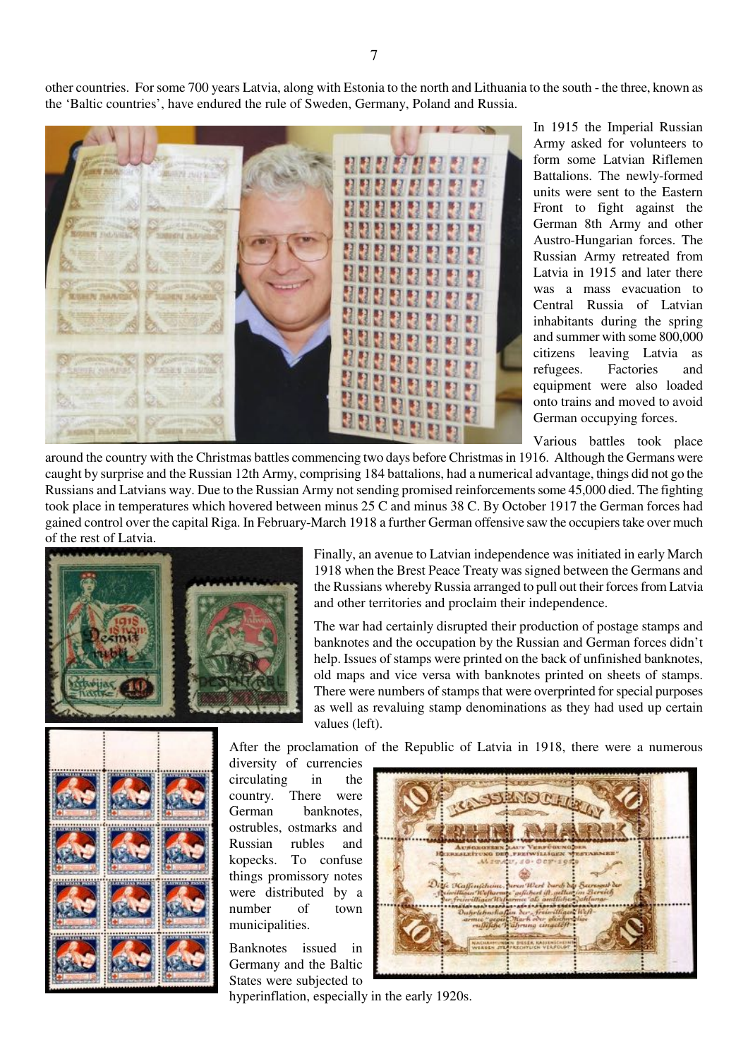other countries. For some 700 years Latvia, along with Estonia to the north and Lithuania to the south - the three, known as the 'Baltic countries', have endured the rule of Sweden, Germany, Poland and Russia.

In 1915 the Imperial Russian Army asked for volunteers to form some Latvian Riflemen Battalions. The newly-formed units were sent to the Eastern Front to fight against the German 8th Army and other Austro-Hungarian forces. The Russian Army retreated from Latvia in 1915 and later there was a mass evacuation to Central Russia of Latvian inhabitants during the spring and summer with some 800,000 citizens leaving Latvia as refugees. Factories and equipment were also loaded onto trains and moved to avoid German occupying forces.

Various battles took place around the country with the Christmas battles commencing two days before Christmas in 1916. Although the Germans were caught by surprise and the Russian 12th Army, comprising 184 battalions, had a numerical advantage, things did not go the Russians and Latvians way. Due to the Russian Army not sending promised reinforcements some 45,000 died. The fighting took place in temperatures which hovered between minus 25 C and minus 38 C. By October 1917 the German forces had gained control over the capital Riga. In February-March 1918 a further German offensive saw the occupiers take over much of the rest of Latvia.

Finally, an avenue to Latvian independence was initiated in early March 1918 when the Brest Peace Treaty was signed between the Germans and the Russians whereby Russia arranged to pull out their forces from Latvia and other territories and proclaim their independence.

The war had certainly disrupted their production of postage stamps and banknotes and the occupation by the Russian and German forces didn't help. Issues of stamps were printed on the back of unfinished banknotes, old maps and vice versa with banknotes printed on sheets of stamps. There were numbers of stamps that were overprinted for special purposes as well as revaluing stamp denominations as they had used up certain values (left).

After the proclamation of the Republic of Latvia in 1918, there were a numerous diversity of currencies circulating in the country. There were German banknotes, ostrubles, ostmarks and Russian rubles and kopecks. To confuse things promissory notes were distributed by a number of town municipalities.

Banknotes issued in Germany and the Baltic States were subjected to hyperinflation, especially in the early 1920s.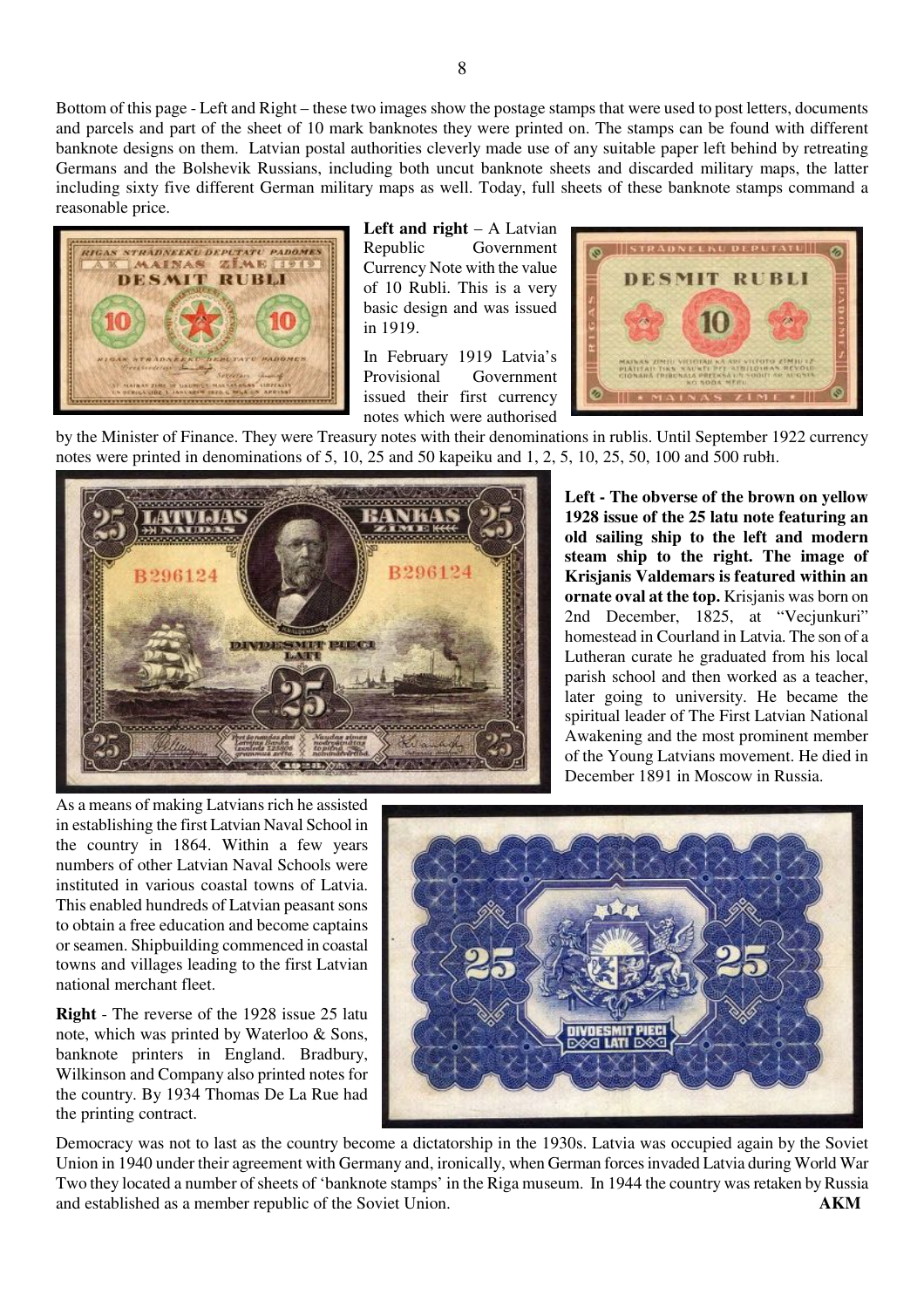Bottom of this page - Left and Right – these two images show the postage stamps that were used to post letters, documents and parcels and part of the sheet of 10 mark banknotes they were printed on. The stamps can be found with different banknote designs on them. Latvian postal authorities cleverly made use of any suitable paper left behind by retreating Germans and the Bolshevik Russians, including both uncut banknote sheets and discarded military maps, the latter including sixty five different German military maps as well. Today, full sheets of these banknote stamps command a reasonable price.

**Left and right** – A Latvian Republic Government Currency Note with the value of 10 Rubli. This is a very basic design and was issued in 1919.

In February 1919 Latvia's Provisional Government issued their first currency notes which were authorised by the Minister of Finance. They were Treasury notes with their denominations in rublis. Until September 1922 currency notes were printed in denominations of 5, 10, 25 and 50 kapeiku and 1, 2, 5, 10, 25, 50, 100 and 500 rublı.

**Left - The obverse of the brown on yellow 1928 issue of the 25 latu note featuring an old sailing ship to the left and modern steam ship to the right. The image of Krisjanis Valdemars is featured within an ornate oval at the top.** Krisjanis was born on 2nd December, 1825, at "Vecjunkuri" homestead in Courland in Latvia. The son of a Lutheran curate he graduated from his local parish school and then worked as a teacher, later going to university. He became the spiritual leader of The First Latvian National Awakening and the most prominent member of the Young Latvians movement. He died in December 1891 in Moscow in Russia.

As a means of making Latvians rich he assisted in establishing the first Latvian Naval School in the country in 1864. Within a few years numbers of other Latvian Naval Schools were instituted in various coastal towns of Latvia. This enabled hundreds of Latvian peasant sons to obtain a free education and become captains or seamen. Shipbuilding commenced in coastal towns and villages leading to the first Latvian national merchant fleet.

**Right** - The reverse of the 1928 issue 25 latu note, which was printed by Waterloo & Sons, banknote printers in England. Bradbury, Wilkinson and Company also printed notes for the country. By 1934 Thomas De La Rue had the printing contract.

Democracy was not to last as the country become a dictatorship in the 1930s. Latvia was occupied again by the Soviet Union in 1940 under their agreement with Germany and, ironically, when German forces invaded Latvia during World War Two they located a number of sheets of 'banknote stamps' in the Riga museum. In 1944 the country was retaken by Russia and established as a member republic of the Soviet Union.

**AKM**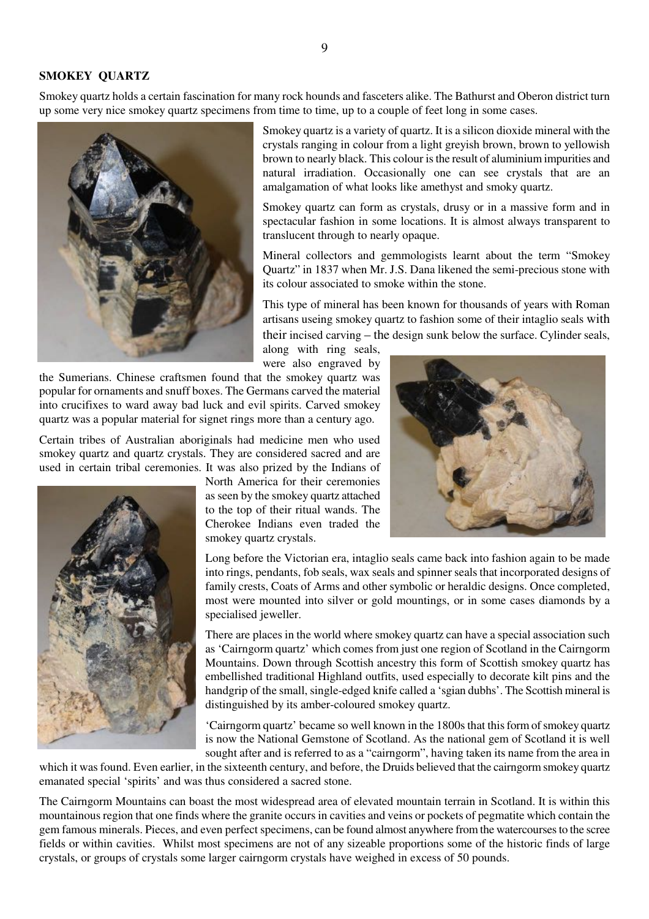**SMOKEY QUARTZ**

Smokey quartz holds a certain fascination for many rock hounds and fasceters alike. The Bathurst and Oberon district turn up some very nice smokey quartz specimens from time to time, up to a couple of feet long in some cases.

Smokey quartz is a variety of quartz. It is a silicon dioxide mineral with the crystals ranging in colour from a light greyish brown, brown to yellowish brown to nearly black. This colour is the result of aluminium impurities and natural irradiation. Occasionally one can see crystals that are an amalgamation of what looks like amethyst and smoky quartz.

Smokey quartz can form as crystals, drusy or in a massive form and in spectacular fashion in some locations. It is almost always transparent to translucent through to nearly opaque.

Mineral collectors and gemmologists learnt about the term "Smokey Quartz" in 1837 when Mr. J.S. Dana likened the semi-precious stone with its colour associated to smoke within the stone.

This type of mineral has been known for thousands of years with Roman artisans useing smokey quartz to fashion some of their intaglio seals with their incised carving – the design sunk below the surface. Cylinder seals, along with ring seals, were also engraved by the Sumerians. Chinese craftsmen found that the smokey quartz was popular for ornaments and snuff boxes. The Germans carved the material into crucifixes to ward away bad luck and evil spirits. Carved smokey quartz was a popular material for signet rings more than a century ago.

Certain tribes of Australian aboriginals had medicine men who used smokey quartz and quartz crystals. They are considered sacred and are used in certain tribal ceremonies. It was also prized by the Indians of North America for their ceremonies as seen by the smokey quartz attached to the top of their ritual wands. The Cherokee Indians even traded the smokey quartz crystals.

Long before the Victorian era, intaglio seals came back into fashion again to be made into rings, pendants, fob seals, wax seals and spinner seals that incorporated designs of family crests, Coats of Arms and other symbolic or heraldic designs. Once completed, most were mounted into silver or gold mountings, or in some cases diamonds by a specialised jeweller.

There are places in the world where smokey quartz can have a special association such as 'Cairngorm quartz' which comes from just one region of Scotland in the Cairngorm Mountains. Down through Scottish ancestry this form of Scottish smokey quartz has embellished traditional Highland outfits, used especially to decorate kilt pins and the handgrip of the small, single-edged knife called a 'sgian dubhs'. The Scottish mineral is distinguished by its amber-coloured smokey quartz.

'Cairngorm quartz' became so well known in the 1800s that this form of smokey quartz is now the National Gemstone of Scotland. As the national gem of Scotland it is well sought after and is referred to as a "cairngorm", having taken its name from the area in which it was found. Even earlier, in the sixteenth century, and before, the Druids believed that the cairngorm smokey quartz emanated special 'spirits' and was thus considered a sacred stone.

The Cairngorm Mountains can boast the most widespread area of elevated mountain terrain in Scotland. It is within this mountainous region that one finds where the granite occurs in cavities and veins or pockets of pegmatite which contain the gem famous minerals. Pieces, and even perfect specimens, can be found almost anywhere from the watercourses to the scree fields or within cavities. Whilst most specimens are not of any sizeable proportions some of the historic finds of large crystals, or groups of crystals some larger cairngorm crystals have weighed in excess of 50 pounds.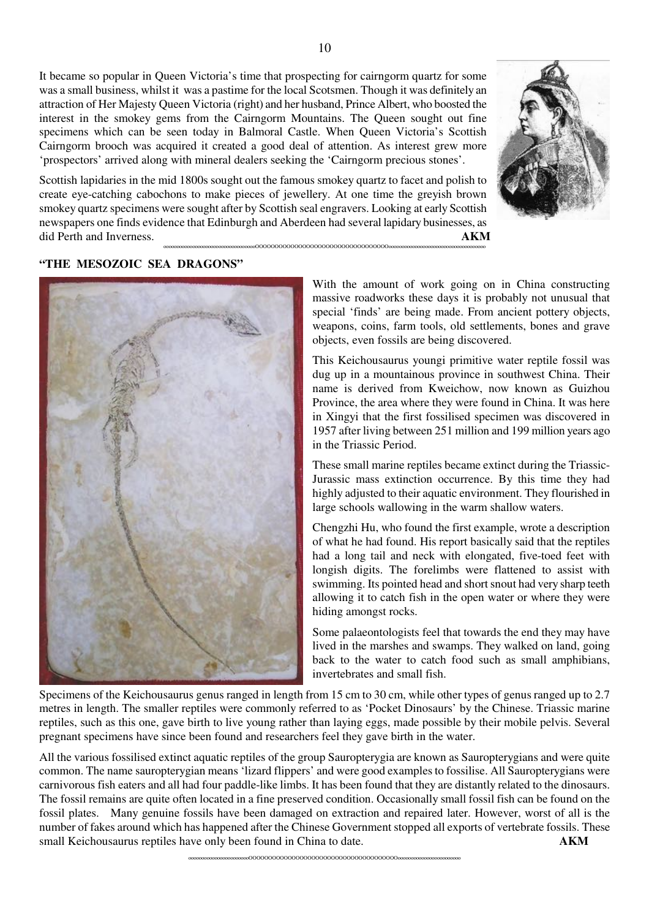It became so popular in Queen Victoria's time that prospecting for cairngorm quartz for some was a small business, whilst it was a pastime for the local Scotsmen. Though it was definitely an attraction of Her Majesty Queen Victoria (right) and her husband, Prince Albert, who boosted the interest in the smokey gems from the Cairngorm Mountains. The Queen sought out fine specimens which can be seen today in Balmoral Castle. When Queen Victoria's Scottish Cairngorm brooch was acquired it created a good deal of attention. As interest grew more 'prospectors' arrived along with mineral dealers seeking the 'Cairngorm precious stones'.

Scottish lapidaries in the mid 1800s sought out the famous smokey quartz to facet and polish to create eye-catching cabochons to make pieces of jewellery. At one time the greyish brown smokey quartz specimens were sought after by Scottish seal engravers. Looking at early Scottish newspapers one finds evidence that Edinburgh and Aberdeen had several lapidary businesses, as did Perth and Inverness. **AKM**

## "THE MESOZOIC SEA DRAGONS"

With the amount of work going on in China constructing massive roadworks these days it is probably not unusual that special 'finds' are being made. From ancient pottery objects, weapons, coins, farm tools, old settlements, bones and grave objects, even fossils are being discovered.

This Keichousaurus youngi primitive water reptile fossil was dug up in a mountainous province in southwest China. Their name is derived from Kweichow, now known as Guizhou Province, the area where they were found in China. It was here in Xingyi that the first fossilised specimen was discovered in 1957 after living between 251 million and 199 million years ago in the Triassic Period.

These small marine reptiles became extinct during the Triassic-Jurassic mass extinction occurrence. By this time they had highly adjusted to their aquatic environment. They flourished in large schools wallowing in the warm shallow waters.

Chengzhi Hu, who found the first example, wrote a description of what he had found. His report basically said that the reptiles had a long tail and neck with elongated, five-toed feet with longish digits. The forelimbs were flattened to assist with swimming. Its pointed head and short snout had very sharp teeth allowing it to catch fish in the open water or where they were hiding amongst rocks.

Some palaeontologists feel that towards the end they may have lived in the marshes and swamps. They walked on land, going back to the water to catch food such as small amphibians, invertebrates and small fish.

Specimens of the Keichousaurus genus ranged in length from 15 cm to 30 cm, while other types of genus ranged up to 2.7 metres in length. The smaller reptiles were commonly referred to as 'Pocket Dinosaurs' by the Chinese. Triassic marine reptiles, such as this one, gave birth to live young rather than laying eggs, made possible by their mobile pelvis. Several pregnant specimens have since been found and researchers feel they gave birth in the water.

All the various fossilised extinct aquatic reptiles of the group Sauropterygia are known as Sauropterygians and were quite common. The name sauropterygian means 'lizard flippers' and were good examples to fossilise. All Sauropterygians were carnivorous fish eaters and all had four paddle-like limbs. It has been found that they are distantly related to the dinosaurs. The fossil remains are quite often located in a fine preserved condition. Occasionally small fossil fish can be found on the fossil plates. Many genuine fossils have been damaged on extraction and repaired later. However, worst of all is the number of fakes around which has happened after the Chinese Government stopped all exports of vertebrate fossils. These small Keichousaurus reptiles have only been found in China to date. **AKM**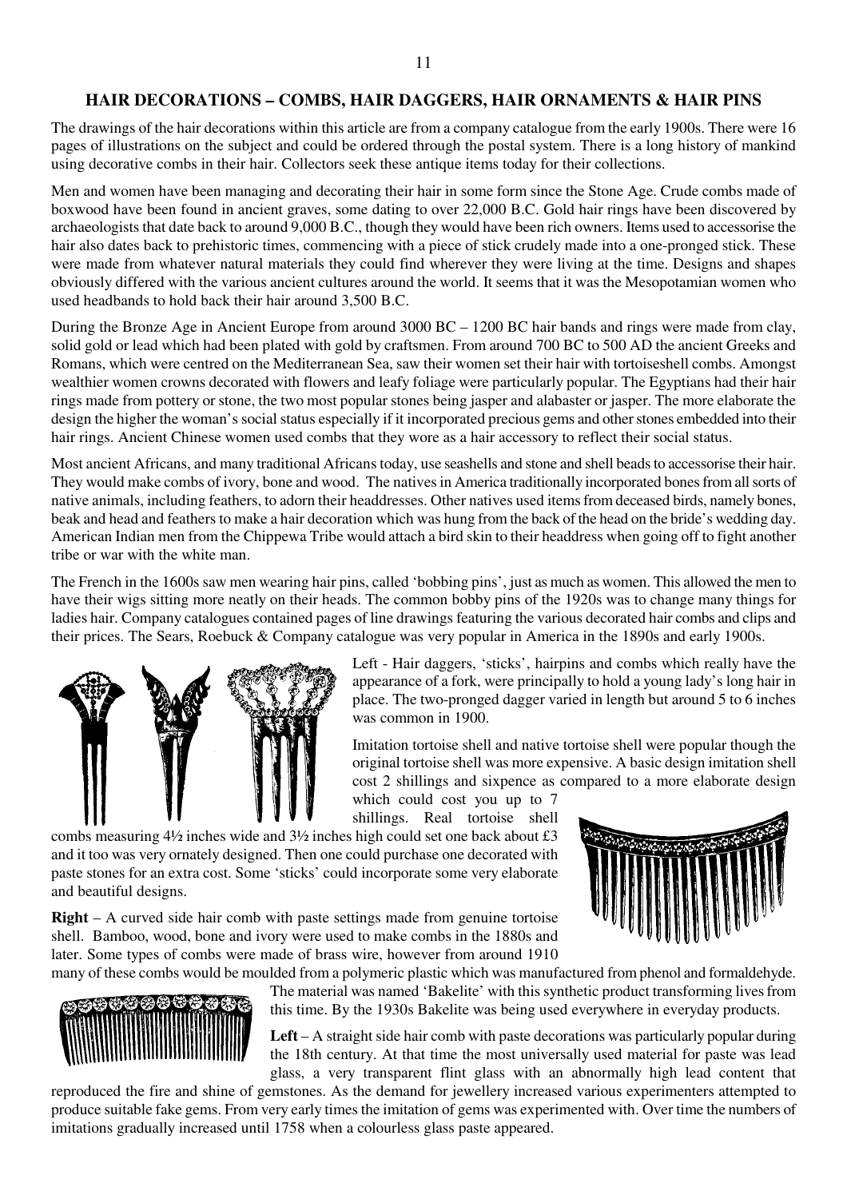## HAIR DECORATIONS – COMBS, HAIR DAGGERS, HAIR ORNAMENTS & HAIR PINS

The drawings of the hair decorations within this article are from a company catalogue from the early 1900s. There were 16 pages of illustrations on the subject and could be ordered through the postal system. There is a long history of mankind using decorative combs in their hair. Collectors seek these antique items today for their collections.

Men and women have been managing and decorating their hair in some form since the Stone Age. Crude combs made of boxwood have been found in ancient graves, some dating to over 22,000 B.C. Gold hair rings have been discovered by archaeologists that date back to around 9,000 B.C., though they would have been rich owners. Items used to accessorise the hair also dates back to prehistoric times, commencing with a piece of stick crudely made into a one-pronged stick. These were made from whatever natural materials they could find wherever they were living at the time. Designs and shapes obviously differed with the various ancient cultures around the world. It seems that it was the Mesopotamian women who used headbands to hold back their hair around 3,500 B.C.

During the Bronze Age in Ancient Europe from around 3000 BC – 1200 BC hair bands and rings were made from clay, solid gold or lead which had been plated with gold by craftsmen. From around 700 BC to 500 AD the ancient Greeks and Romans, which were centred on the Mediterranean Sea, saw their women set their hair with tortoiseshell combs. Amongst wealthier women crowns decorated with flowers and leafy foliage were particularly popular. The Egyptians had their hair rings made from pottery or stone, the two most popular stones being jasper and alabaster or jasper. The more elaborate the design the higher the woman's social status especially if it incorporated precious gems and other stones embedded into their hair rings. Ancient Chinese women used combs that they wore as a hair accessory to reflect their social status.

Most ancient Africans, and many traditional Africans today, use seashells and stone and shell beads to accessorise their hair. They would make combs of ivory, bone and wood. The natives in America traditionally incorporated bones from all sorts of native animals, including feathers, to adorn their headdresses. Other natives used items from deceased birds, namely bones, beak and head and feathers to make a hair decoration which was hung from the back of the head on the bride's wedding day. American Indian men from the Chippewa Tribe would attach a bird skin to their headdress when going off to fight another tribe or war with the white man.

The French in the 1600s saw men wearing hair pins, called 'bobbing pins', just as much as women. This allowed the men to have their wigs sitting more neatly on their heads. The common bobby pins of the 1920s was to change many things for ladies hair. Company catalogues contained pages of line drawings featuring the various decorated hair combs and clips and their prices. The Sears, Roebuck & Company catalogue was very popular in America in the 1890s and early 1900s.

Left - Hair daggers, 'sticks', hairpins and combs which really have the appearance of a fork, were principally to hold a young lady's long hair in place. The two-pronged dagger varied in length but around 5 to 6 inches was common in 1900.

Imitation tortoise shell and native tortoise shell were popular though the original tortoise shell was more expensive. A basic design imitation shell cost 2 shillings and sixpence as compared to a more elaborate design which could cost you up to 7 shillings. Real tortoise shell combs measuring 4½ inches wide and 3½ inches high could set one back about £3 and it too was very ornately designed. Then one could purchase one decorated with paste stones for an extra cost. Some 'sticks' could incorporate some very elaborate and beautiful designs.

**Right** – A curved side hair comb with paste settings made from genuine tortoise shell. Bamboo, wood, bone and ivory were used to make combs in the 1880s and later. Some types of combs were made of brass wire, however from around 1910 many of these combs would be moulded from a polymeric plastic which was manufactured from phenol and formaldehyde. The material was named 'Bakelite' with this synthetic product transforming lives from this time. By the 1930s Bakelite was being used everywhere in everyday products.

**Left** – A straight side hair comb with paste decorations was particularly popular during the 18th century. At that time the most universally used material for paste was lead glass, a very transparent flint glass with an abnormally high lead content that reproduced the fire and shine of gemstones. As the demand for jewellery increased various experimenters attempted to produce suitable fake gems. From very early times the imitation of gems was experimented with. Over time the numbers of imitations gradually increased until 1758 when a colourless glass paste appeared.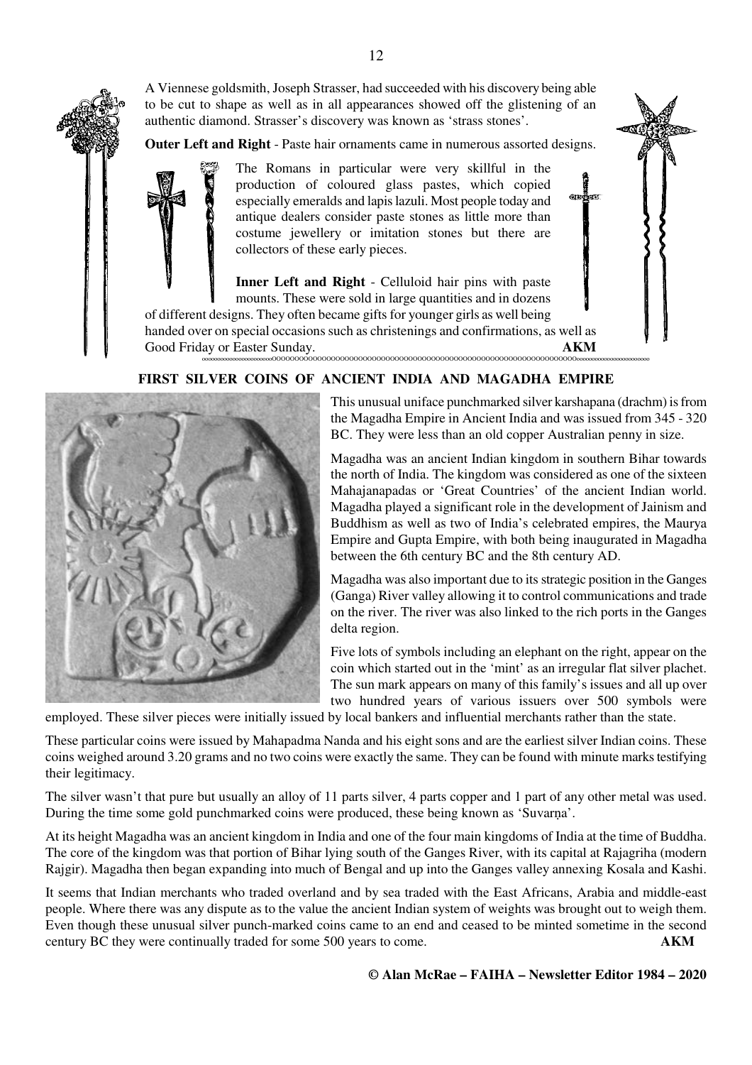A Viennese goldsmith, Joseph Strasser, had succeeded with his discovery being able to be cut to shape as well as in all appearances showed off the glistening of an authentic diamond. Strasser's discovery was known as 'strass stones'.

**Outer Left and Right** - Paste hair ornaments came in numerous assorted designs.

The Romans in particular were very skillful in the production of coloured glass pastes, which copied especially emeralds and lapis lazuli. Most people today and antique dealers consider paste stones as little more than costume jewellery or imitation stones but there are collectors of these early pieces.

**Inner Left and Right** - Celluloid hair pins with paste mounts. These were sold in large quantities and in dozens of different designs. They often became gifts for younger girls as well being handed over on special occasions such as christenings and confirmations, as well as Good Friday or Easter Sunday. **AKM**

## FIRST SILVER COINS OF ANCIENT INDIA AND MAGADHA EMPIRE

This unusual uniface punchmarked silver karshapana (drachm) is from the Magadha Empire in Ancient India and was issued from 345 - 320 BC. They were less than an old copper Australian penny in size.

Magadha was an ancient Indian kingdom in southern Bihar towards the north of India. The kingdom was considered as one of the sixteen Mahajanapadas or 'Great Countries' of the ancient Indian world. Magadha played a significant role in the development of Jainism and Buddhism as well as two of India's celebrated empires, the Maurya Empire and Gupta Empire, with both being inaugurated in Magadha between the 6th century BC and the 8th century AD.

Magadha was also important due to its strategic position in the Ganges (Ganga) River valley allowing it to control communications and trade on the river. The river was also linked to the rich ports in the Ganges delta region.

Five lots of symbols including an elephant on the right, appear on the coin which started out in the 'mint' as an irregular flat silver plachet. The sun mark appears on many of this family's issues and all up over two hundred years of various issuers over 500 symbols were employed. These silver pieces were initially issued by local bankers and influential merchants rather than the state.

These particular coins were issued by Mahapadma Nanda and his eight sons and are the earliest silver Indian coins. These coins weighed around 3.20 grams and no two coins were exactly the same. They can be found with minute marks testifying their legitimacy.

The silver wasn't that pure but usually an alloy of 11 parts silver, 4 parts copper and 1 part of any other metal was used. During the time some gold punchmarked coins were produced, these being known as 'Suvarṇa'.

At its height Magadha was an ancient kingdom in India and one of the four main kingdoms of India at the time of Buddha. The core of the kingdom was that portion of Bihar lying south of the Ganges River, with its capital at Rajagriha (modern Rajgir). Magadha then began expanding into much of Bengal and up into the Ganges valley annexing Kosala and Kashi.

It seems that Indian merchants who traded overland and by sea traded with the East Africans, Arabia and middle-east people. Where there was any dispute as to the value the ancient Indian system of weights was brought out to weigh them. Even though these unusual silver punch-marked coins came to an end and ceased to be minted sometime in the second century BC they were continually traded for some 500 years to come. **AKM**

**© Alan McRae – FAIHA – Newsletter Editor 1984 – 2020**